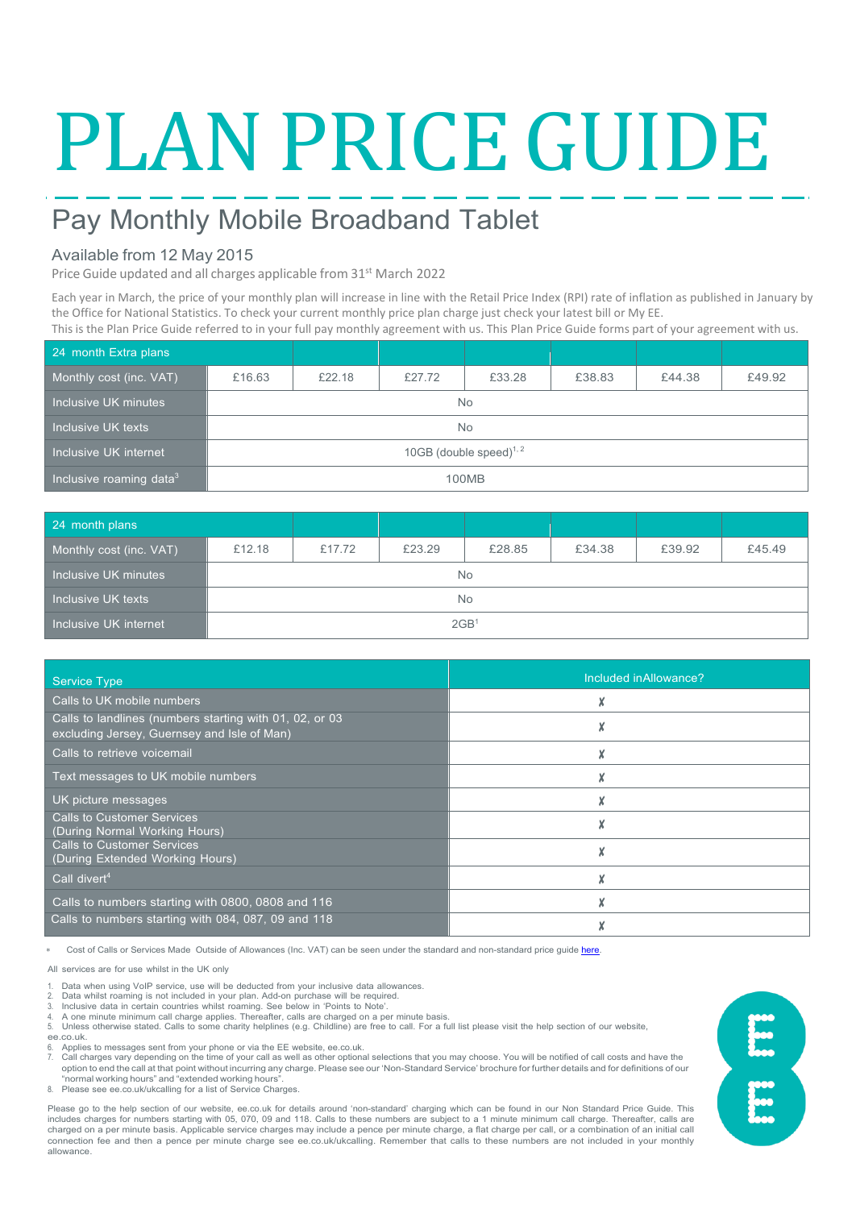# PLAN PRICE GUIDE

## Pay Monthly Mobile Broadband Tablet

### Available from 12 May 2015

Price Guide updated and all charges applicable from 31st March 2022

Each year in March, the price of your monthly plan will increase in line with the Retail Price Index (RPI) rate of inflation as published in January by the Office for National Statistics. To check your current monthly price plan charge just check your latest bill or My EE.
This is the Plan Price Guide referred to in your full pay monthly agreement with us. This Plan Price Guide forms part of your agreement with us.

| 24 month Extra plans | | | | | | | |
|---|---|---|---|---|---|---|---|
| Monthly cost (inc. VAT) | £16.63 | £22.18 | £27.72 | £33.28 | £38.83 | £44.38 | £49.92 |
| Inclusive UK minutes | No | | | | | | |
| Inclusive UK texts | No | | | | | | |
| Inclusive UK internet | 10GB (double speed)[1, 2] | | | | | | |
| Inclusive roaming data[3] | 100MB | | | | | | |

| 24 month plans | | | | | | | |
|---|---|---|---|---|---|---|---|
| Monthly cost (inc. VAT) | £12.18 | £17.72 | £23.29 | £28.85 | £34.38 | £39.92 | £45.49 |
| Inclusive UK minutes | No | | | | | | |
| Inclusive UK texts | No | | | | | | |
| Inclusive UK internet | 2GB[1] | | | | | | |

| Service Type | Included inAllowance? |
|---|---|
| Calls to UK mobile numbers | ✗ |
| Calls to landlines (numbers starting with 01, 02, or 03 excluding Jersey, Guernsey and Isle of Man) | ✗ |
| Calls to retrieve voicemail | ✗ |
| Text messages to UK mobile numbers | ✗ |
| UK picture messages | ✗ |
| Calls to Customer Services (During Normal Working Hours) | ✗ |
| Calls to Customer Services (During Extended Working Hours) | ✗ |
| Call divert[4] | ✗ |
| Calls to numbers starting with 0800, 0808 and 116 | ✗ |
| Calls to numbers starting with 084, 087, 09 and 118 | ✗ |

* Cost of Calls or Services Made Outside of Allowances (Inc. VAT) can be seen under the standard and non-standard price guide here.

All services are for use whilst in the UK only

1. Data when using VoIP service, use will be deducted from your inclusive data allowances.
2. Data whilst roaming is not included in your plan. Add-on purchase will be required.
3. Inclusive data in certain countries whilst roaming. See below in 'Points to Note'.
4. A one minute minimum call charge applies. Thereafter, calls are charged on a per minute basis.
5. Unless otherwise stated. Calls to some charity helplines (e.g. Childline) are free to call. For a full list please visit the help section of our website, ee.co.uk.
6. Applies to messages sent from your phone or via the EE website, ee.co.uk.
7. Call charges vary depending on the time of your call as well as other optional selections that you may choose. You will be notified of call costs and have the option to end the call at that point without incurring any charge. Please see our 'Non-Standard Service' brochure for further details and for definitions of our "normal working hours" and "extended working hours".
8. Please see ee.co.uk/ukcalling for a list of Service Charges.

Please go to the help section of our website, ee.co.uk for details around 'non-standard' charging which can be found in our Non Standard Price Guide. This includes charges for numbers starting with 05, 070, 09 and 118. Calls to these numbers are subject to a 1 minute minimum call charge. Thereafter, calls are charged on a per minute basis. Applicable service charges may include a pence per minute charge, a flat charge per call, or a combination of an initial call connection fee and then a pence per minute charge see ee.co.uk/ukcalling. Remember that calls to these numbers are not included in your monthly allowance.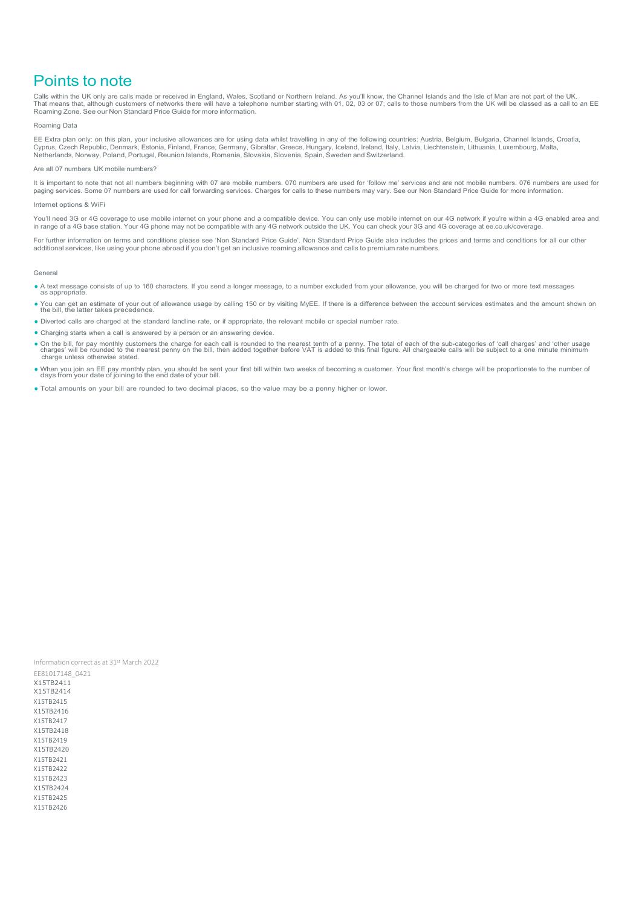# Points to note

Calls within the UK only are calls made or received in England, Wales, Scotland or Northern Ireland. As you'll know, the Channel Islands and the Isle of Man are not part of the UK. That means that, although customers of networks there will have a telephone number starting with 01, 02, 03 or 07, calls to those numbers from the UK will be classed as a call to an EE Roaming Zone. See our Non Standard Price Guide for more information.

Roaming Data

EE Extra plan only: on this plan, your inclusive allowances are for using data whilst travelling in any of the following countries: Austria, Belgium, Bulgaria, Channel Islands, Croatia, Cyprus, Czech Republic, Denmark, Estonia, Finland, France, Germany, Gibraltar, Greece, Hungary, Iceland, Ireland, Italy, Latvia, Liechtenstein, Lithuania, Luxembourg, Malta, Netherlands, Norway, Poland, Portugal, Reunion Islands, Romania, Slovakia, Slovenia, Spain, Sweden and Switzerland.

Are all 07 numbers UK mobile numbers?

It is important to note that not all numbers beginning with 07 are mobile numbers. 070 numbers are used for 'follow me' services and are not mobile numbers. 076 numbers are used for paging services. Some 07 numbers are used for call forwarding services. Charges for calls to these numbers may vary. See our Non Standard Price Guide for more information.

Internet options & WiFi

You'll need 3G or 4G coverage to use mobile internet on your phone and a compatible device. You can only use mobile internet on our 4G network if you're within a 4G enabled area and in range of a 4G base station. Your 4G phone may not be compatible with any 4G network outside the UK. You can check your 3G and 4G coverage at ee.co.uk/coverage.

For further information on terms and conditions please see 'Non Standard Price Guide'. Non Standard Price Guide also includes the prices and terms and conditions for all our other additional services, like using your phone abroad if you don't get an inclusive roaming allowance and calls to premium rate numbers.

General

- A text message consists of up to 160 characters. If you send a longer message, to a number excluded from your allowance, you will be charged for two or more text messages as appropriate.
- You can get an estimate of your out of allowance usage by calling 150 or by visiting MyEE. If there is a difference between the account services estimates and the amount shown on the bill, the latter takes precedence.
- Diverted calls are charged at the standard landline rate, or if appropriate, the relevant mobile or special number rate.
- Charging starts when a call is answered by a person or an answering device.
- On the bill, for pay monthly customers the charge for each call is rounded to the nearest tenth of a penny. The total of each of the sub-categories of 'call charges' and 'other usage charges' will be rounded to the nearest penny on the bill, then added together before VAT is added to this final figure. All chargeable calls will be subject to a one minute minimum charge unless otherwise stated.
- When you join an EE pay monthly plan, you should be sent your first bill within two weeks of becoming a customer. Your first month's charge will be proportionate to the number of days from your date of joining to the end date of your bill.
- Total amounts on your bill are rounded to two decimal places, so the value may be a penny higher or lower.

Information correct as at 31st March 2022

EE81017148_0421
X15TB2411
X15TB2414
X15TB2415
X15TB2416
X15TB2417
X15TB2418
X15TB2419
X15TB2420
X15TB2421
X15TB2422
X15TB2423
X15TB2424
X15TB2425
X15TB2426